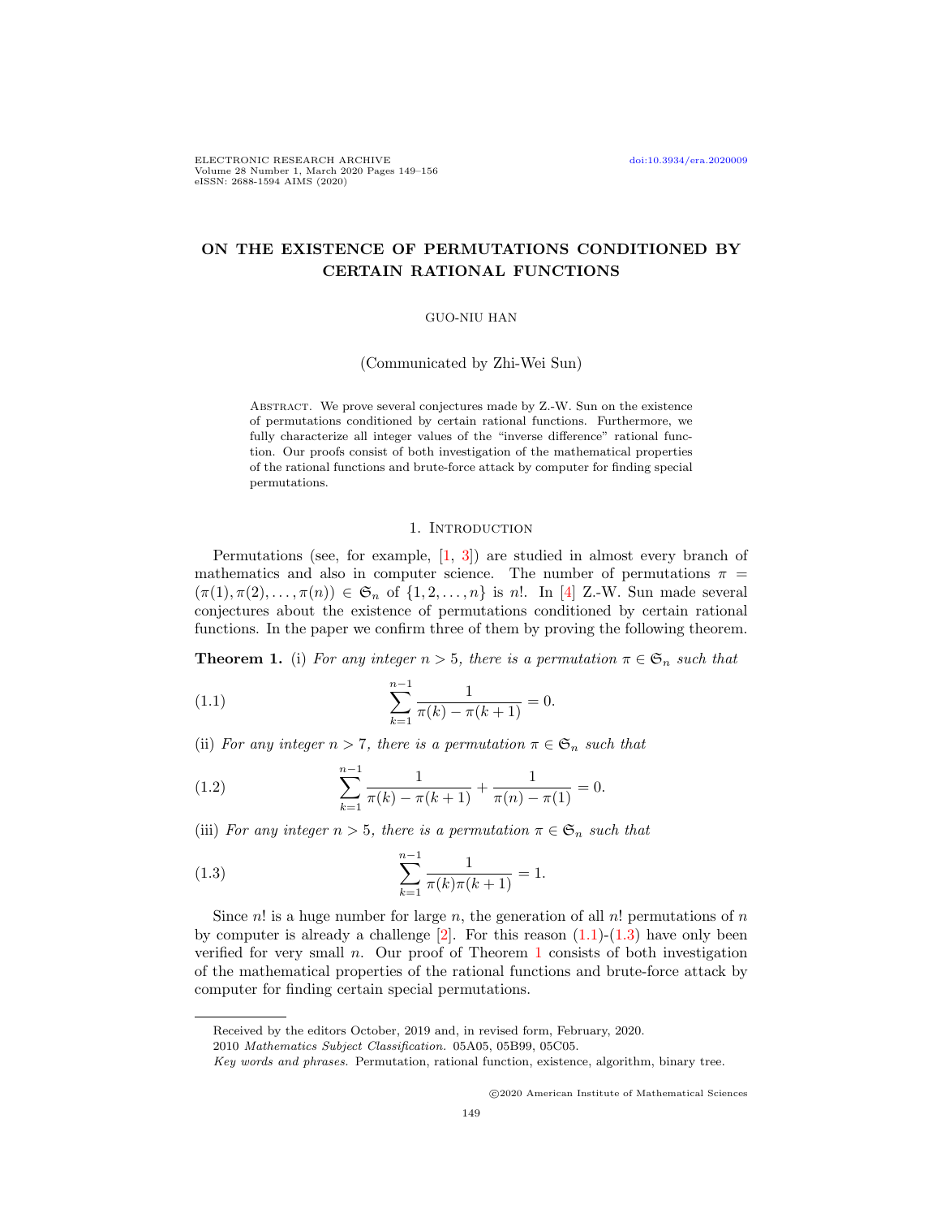# ON THE EXISTENCE OF PERMUTATIONS CONDITIONED BY CERTAIN RATIONAL FUNCTIONS

GUO-NIU HAN

(Communicated by Zhi-Wei Sun)

Abstract. We prove several conjectures made by Z.-W. Sun on the existence of permutations conditioned by certain rational functions. Furthermore, we fully characterize all integer values of the "inverse difference" rational function. Our proofs consist of both investigation of the mathematical properties of the rational functions and brute-force attack by computer for finding special permutations.

## 1. Introduction

Permutations (see, for example, [1, 3]) are studied in almost every branch of mathematics and also in computer science. The number of permutations $\pi = (\pi(1), \pi(2), \ldots, \pi(n)) \in \mathfrak{S}_n$ of $\{1, 2, \ldots, n\}$ is $n!$. In [4] Z.-W. Sun made several conjectures about the existence of permutations conditioned by certain rational functions. In the paper we confirm three of them by proving the following theorem.

**Theorem 1.** (i) *For any integer $n > 5$, there is a permutation $\pi \in \mathfrak{S}_n$ such that*

$$\sum_{k=1}^{n-1} \frac{1}{\pi(k) - \pi(k+1)} = 0. \tag{1.1}$$

(ii) *For any integer $n > 7$, there is a permutation $\pi \in \mathfrak{S}_n$ such that*

$$\sum_{k=1}^{n-1} \frac{1}{\pi(k) - \pi(k+1)} + \frac{1}{\pi(n) - \pi(1)} = 0. \tag{1.2}$$

(iii) *For any integer $n > 5$, there is a permutation $\pi \in \mathfrak{S}_n$ such that*

$$\sum_{k=1}^{n-1} \frac{1}{\pi(k)\pi(k+1)} = 1. \tag{1.3}$$

Since $n!$ is a huge number for large $n$, the generation of all $n!$ permutations of $n$ by computer is already a challenge [2]. For this reason (1.1)-(1.3) have only been verified for very small $n$. Our proof of Theorem 1 consists of both investigation of the mathematical properties of the rational functions and brute-force attack by computer for finding certain special permutations.

---

Received by the editors October, 2019 and, in revised form, February, 2020.

2010 *Mathematics Subject Classification.* 05A05, 05B99, 05C05.

*Key words and phrases.* Permutation, rational function, existence, algorithm, binary tree.

©2020 American Institute of Mathematical Sciences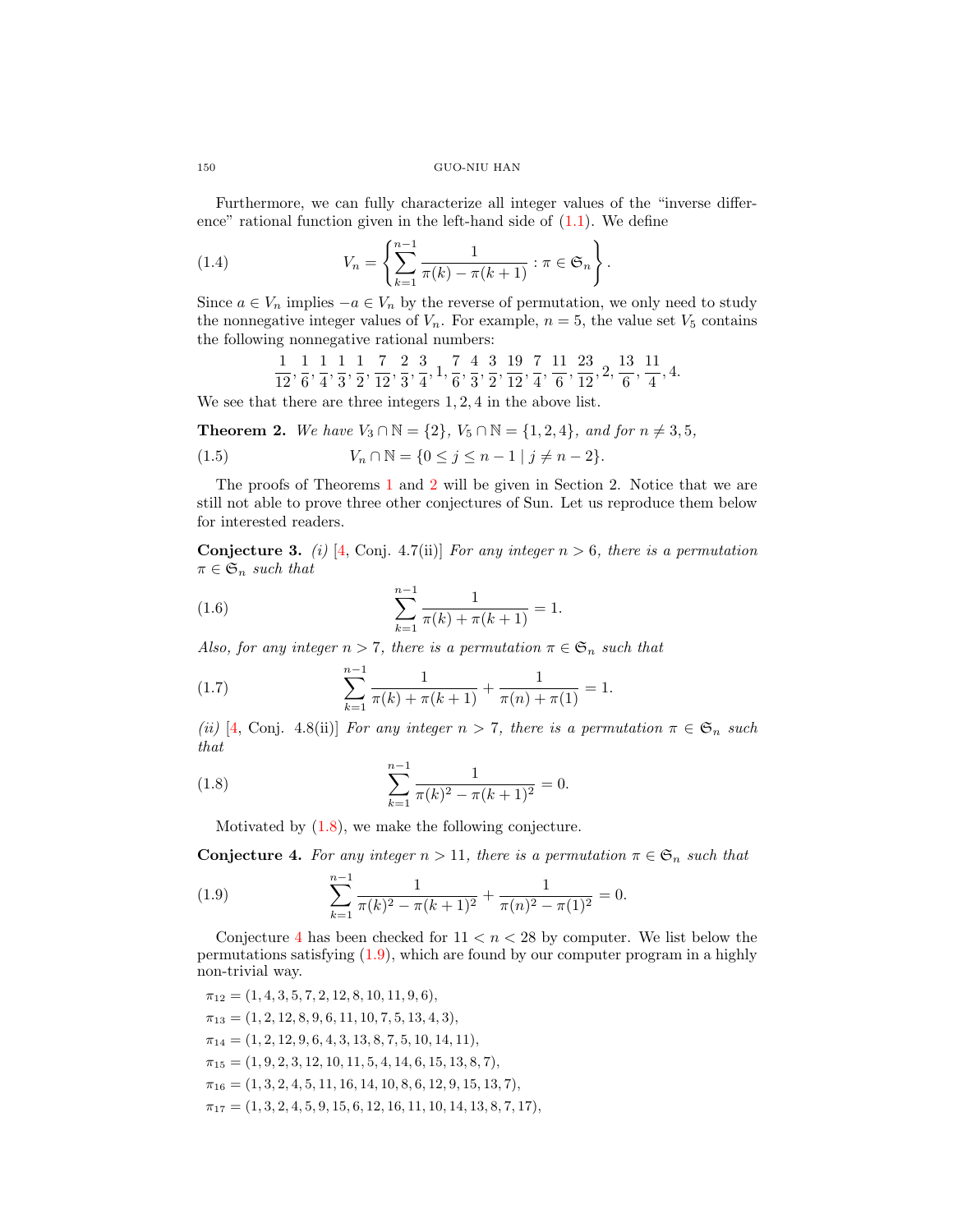Furthermore, we can fully characterize all integer values of the "inverse difference" rational function given in the left-hand side of (1.1). We define

$$V_n = \left\{ \sum_{k=1}^{n-1} \frac{1}{\pi(k) - \pi(k+1)} : \pi \in \mathfrak{S}_n \right\}. \tag{1.4}$$

Since $a \in V_n$ implies $-a \in V_n$ by the reverse of permutation, we only need to study the nonnegative integer values of $V_n$. For example, $n = 5$, the value set $V_5$ contains the following nonnegative rational numbers:

$$\frac{1}{12}, \frac{1}{6}, \frac{1}{4}, \frac{1}{3}, \frac{1}{2}, \frac{7}{12}, \frac{2}{3}, \frac{3}{4}, 1, \frac{7}{6}, \frac{4}{3}, \frac{3}{2}, \frac{19}{12}, \frac{7}{4}, \frac{11}{6}, \frac{23}{12}, 2, \frac{13}{6}, \frac{11}{4}, 4.$$

We see that there are three integers $1, 2, 4$ in the above list.

**Theorem 2.** *We have $V_3 \cap \mathbb{N} = \{2\}$, $V_5 \cap \mathbb{N} = \{1, 2, 4\}$, and for $n \neq 3, 5$,*

$$V_n \cap \mathbb{N} = \{0 \leq j \leq n-1 \mid j \neq n-2\}. \tag{1.5}$$

The proofs of Theorems 1 and 2 will be given in Section 2. Notice that we are still not able to prove three other conjectures of Sun. Let us reproduce them below for interested readers.

**Conjecture 3.** *(i)* [4, Conj. 4.7(ii)] *For any integer $n > 6$, there is a permutation $\pi \in \mathfrak{S}_n$ such that*

$$\sum_{k=1}^{n-1} \frac{1}{\pi(k) + \pi(k+1)} = 1. \tag{1.6}$$

*Also, for any integer $n > 7$, there is a permutation $\pi \in \mathfrak{S}_n$ such that*

$$\sum_{k=1}^{n-1} \frac{1}{\pi(k) + \pi(k+1)} + \frac{1}{\pi(n) + \pi(1)} = 1. \tag{1.7}$$

*(ii)* [4, Conj. 4.8(ii)] *For any integer $n > 7$, there is a permutation $\pi \in \mathfrak{S}_n$ such that*

$$\sum_{k=1}^{n-1} \frac{1}{\pi(k)^2 - \pi(k+1)^2} = 0. \tag{1.8}$$

Motivated by (1.8), we make the following conjecture.

**Conjecture 4.** *For any integer $n > 11$, there is a permutation $\pi \in \mathfrak{S}_n$ such that*

$$\sum_{k=1}^{n-1} \frac{1}{\pi(k)^2 - \pi(k+1)^2} + \frac{1}{\pi(n)^2 - \pi(1)^2} = 0. \tag{1.9}$$

Conjecture 4 has been checked for $11 < n < 28$ by computer. We list below the permutations satisfying (1.9), which are found by our computer program in a highly non-trivial way.

$\pi_{12} = (1, 4, 3, 5, 7, 2, 12, 8, 10, 11, 9, 6)$,

$\pi_{13} = (1, 2, 12, 8, 9, 6, 11, 10, 7, 5, 13, 4, 3)$,

$\pi_{14} = (1, 2, 12, 9, 6, 4, 3, 13, 8, 7, 5, 10, 14, 11)$,

$\pi_{15} = (1, 9, 2, 3, 12, 10, 11, 5, 4, 14, 6, 15, 13, 8, 7)$,

$\pi_{16} = (1, 3, 2, 4, 5, 11, 16, 14, 10, 8, 6, 12, 9, 15, 13, 7)$,

$\pi_{17} = (1, 3, 2, 4, 5, 9, 15, 6, 12, 16, 11, 10, 14, 13, 8, 7, 17)$,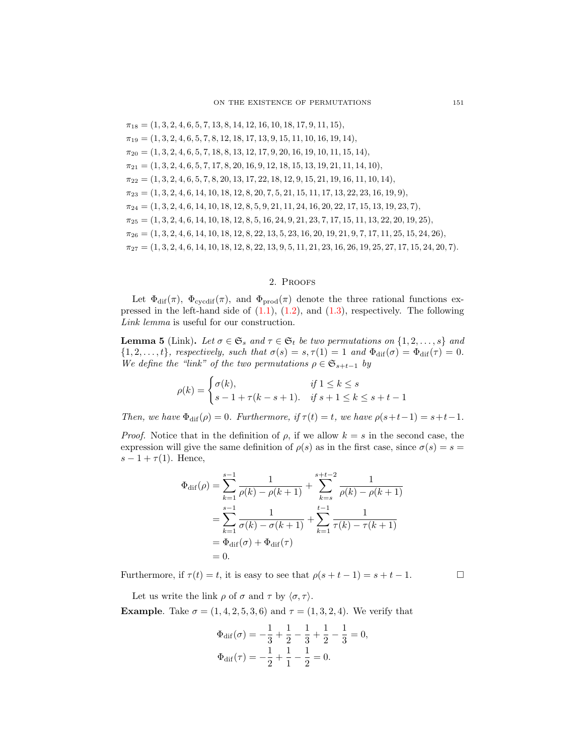$\pi_{18} = (1, 3, 2, 4, 6, 5, 7, 13, 8, 14, 12, 16, 10, 18, 17, 9, 11, 15)$,

$\pi_{19} = (1, 3, 2, 4, 6, 5, 7, 8, 12, 18, 17, 13, 9, 15, 11, 10, 16, 19, 14)$,

$\pi_{20} = (1, 3, 2, 4, 6, 5, 7, 18, 8, 13, 12, 17, 9, 20, 16, 19, 10, 11, 15, 14)$,

$\pi_{21} = (1, 3, 2, 4, 6, 5, 7, 17, 8, 20, 16, 9, 12, 18, 15, 13, 19, 21, 11, 14, 10)$,

$\pi_{22} = (1, 3, 2, 4, 6, 5, 7, 8, 20, 13, 17, 22, 18, 12, 9, 15, 21, 19, 16, 11, 10, 14)$,

$\pi_{23} = (1, 3, 2, 4, 6, 14, 10, 18, 12, 8, 20, 7, 5, 21, 15, 11, 17, 13, 22, 23, 16, 19, 9)$,

$\pi_{24} = (1, 3, 2, 4, 6, 14, 10, 18, 12, 8, 5, 9, 21, 11, 24, 16, 20, 22, 17, 15, 13, 19, 23, 7)$,

$\pi_{25} = (1, 3, 2, 4, 6, 14, 10, 18, 12, 8, 5, 16, 24, 9, 21, 23, 7, 17, 15, 11, 13, 22, 20, 19, 25)$,

$\pi_{26} = (1, 3, 2, 4, 6, 14, 10, 18, 12, 8, 22, 13, 5, 23, 16, 20, 19, 21, 9, 7, 17, 11, 25, 15, 24, 26)$,

$\pi_{27} = (1, 3, 2, 4, 6, 14, 10, 18, 12, 8, 22, 13, 9, 5, 11, 21, 23, 16, 26, 19, 25, 27, 17, 15, 24, 20, 7)$.

## 2. Proofs

Let $\Phi_{\mathrm{dif}}(\pi)$, $\Phi_{\mathrm{cycdif}}(\pi)$, and $\Phi_{\mathrm{prod}}(\pi)$ denote the three rational functions expressed in the left-hand side of (1.1), (1.2), and (1.3), respectively. The following *Link lemma* is useful for our construction.

**Lemma 5** (Link). *Let $\sigma \in \mathfrak{S}_s$ and $\tau \in \mathfrak{S}_t$ be two permutations on $\{1, 2, \ldots, s\}$ and $\{1, 2, \ldots, t\}$, respectively, such that $\sigma(s) = s, \tau(1) = 1$ and $\Phi_{\mathrm{dif}}(\sigma) = \Phi_{\mathrm{dif}}(\tau) = 0$. We define the "link" of the two permutations $\rho \in \mathfrak{S}_{s+t-1}$ by*

$$\rho(k) = \begin{cases} \sigma(k), & \text{if } 1 \le k \le s \\ s - 1 + \tau(k - s + 1). & \text{if } s + 1 \le k \le s + t - 1 \end{cases}$$

*Then, we have $\Phi_{\mathrm{dif}}(\rho) = 0$. Furthermore, if $\tau(t) = t$, we have $\rho(s+t-1) = s+t-1$.*

*Proof.* Notice that in the definition of $\rho$, if we allow $k = s$ in the second case, the expression will give the same definition of $\rho(s)$ as in the first case, since $\sigma(s) = s = s - 1 + \tau(1)$. Hence,

$$\begin{aligned}
\Phi_{\mathrm{dif}}(\rho) &= \sum_{k=1}^{s-1} \frac{1}{\rho(k) - \rho(k+1)} + \sum_{k=s}^{s+t-2} \frac{1}{\rho(k) - \rho(k+1)} \\
&= \sum_{k=1}^{s-1} \frac{1}{\sigma(k) - \sigma(k+1)} + \sum_{k=1}^{t-1} \frac{1}{\tau(k) - \tau(k+1)} \\
&= \Phi_{\mathrm{dif}}(\sigma) + \Phi_{\mathrm{dif}}(\tau) \\
&= 0.
\end{aligned}$$

Furthermore, if $\tau(t) = t$, it is easy to see that $\rho(s + t - 1) = s + t - 1$. $\square$

Let us write the link $\rho$ of $\sigma$ and $\tau$ by $\langle \sigma, \tau \rangle$.

**Example**. Take $\sigma = (1, 4, 2, 5, 3, 6)$ and $\tau = (1, 3, 2, 4)$. We verify that

$$\begin{aligned}
\Phi_{\mathrm{dif}}(\sigma) &= -\frac{1}{3} + \frac{1}{2} - \frac{1}{3} + \frac{1}{2} - \frac{1}{3} = 0, \\
\Phi_{\mathrm{dif}}(\tau) &= -\frac{1}{2} + \frac{1}{1} - \frac{1}{2} = 0.
\end{aligned}$$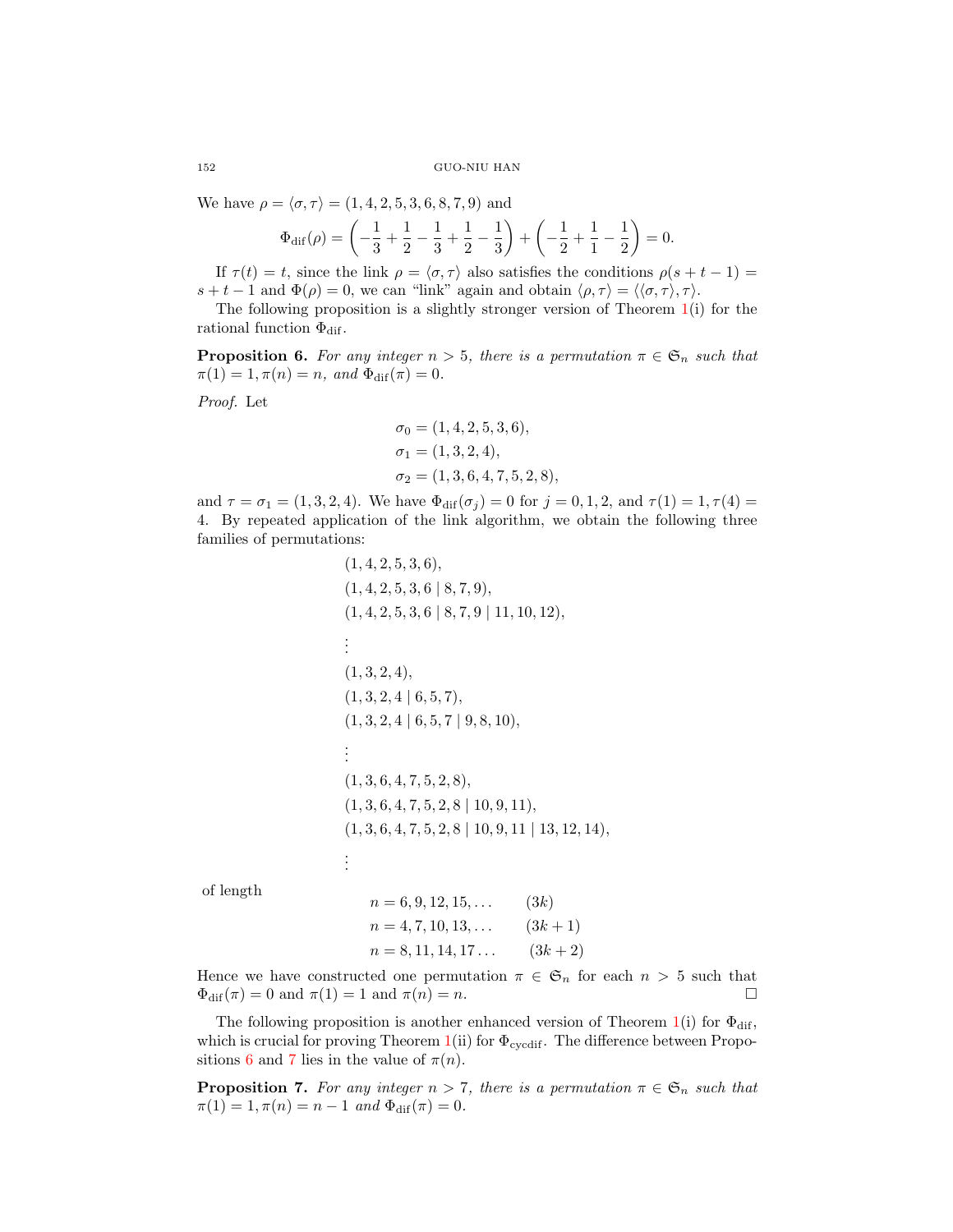We have $\rho = \langle \sigma, \tau \rangle = (1, 4, 2, 5, 3, 6, 8, 7, 9)$ and

$$\Phi_{\rm dif}(\rho) = \left(-\frac{1}{3} + \frac{1}{2} - \frac{1}{3} + \frac{1}{2} - \frac{1}{3}\right) + \left(-\frac{1}{2} + \frac{1}{1} - \frac{1}{2}\right) = 0.$$

If $\tau(t) = t$, since the link $\rho = \langle \sigma, \tau \rangle$ also satisfies the conditions $\rho(s + t - 1) = s + t - 1$ and $\Phi(\rho) = 0$, we can "link" again and obtain $\langle \rho, \tau \rangle = \langle \langle \sigma, \tau \rangle, \tau \rangle$.

The following proposition is a slightly stronger version of Theorem 1(i) for the rational function $\Phi_{\rm dif}$.

**Proposition 6.** *For any integer $n > 5$, there is a permutation $\pi \in \mathfrak{S}_n$ such that $\pi(1) = 1, \pi(n) = n$, and $\Phi_{\rm dif}(\pi) = 0$.*

*Proof.* Let

$$\sigma_0 = (1, 4, 2, 5, 3, 6),$$
$$\sigma_1 = (1, 3, 2, 4),$$
$$\sigma_2 = (1, 3, 6, 4, 7, 5, 2, 8),$$

and $\tau = \sigma_1 = (1, 3, 2, 4)$. We have $\Phi_{\rm dif}(\sigma_j) = 0$ for $j = 0, 1, 2$, and $\tau(1) = 1, \tau(4) = 4$. By repeated application of the link algorithm, we obtain the following three families of permutations:

$$(1, 4, 2, 5, 3, 6),$$
$$(1, 4, 2, 5, 3, 6 \mid 8, 7, 9),$$
$$(1, 4, 2, 5, 3, 6 \mid 8, 7, 9 \mid 11, 10, 12),$$
$$\vdots$$
$$(1, 3, 2, 4),$$
$$(1, 3, 2, 4 \mid 6, 5, 7),$$
$$(1, 3, 2, 4 \mid 6, 5, 7 \mid 9, 8, 10),$$
$$\vdots$$
$$(1, 3, 6, 4, 7, 5, 2, 8),$$
$$(1, 3, 6, 4, 7, 5, 2, 8 \mid 10, 9, 11),$$
$$(1, 3, 6, 4, 7, 5, 2, 8 \mid 10, 9, 11 \mid 13, 12, 14),$$
$$\vdots$$

of length

$$n = 6, 9, 12, 15, \ldots \qquad (3k)$$
$$n = 4, 7, 10, 13, \ldots \qquad (3k + 1)$$
$$n = 8, 11, 14, 17 \ldots \qquad (3k + 2)$$

Hence we have constructed one permutation $\pi \in \mathfrak{S}_n$ for each $n > 5$ such that $\Phi_{\rm dif}(\pi) = 0$ and $\pi(1) = 1$ and $\pi(n) = n$. $\square$

The following proposition is another enhanced version of Theorem 1(i) for $\Phi_{\rm dif}$, which is crucial for proving Theorem 1(ii) for $\Phi_{\rm cycdif}$. The difference between Propositions 6 and 7 lies in the value of $\pi(n)$.

**Proposition 7.** *For any integer $n > 7$, there is a permutation $\pi \in \mathfrak{S}_n$ such that $\pi(1) = 1, \pi(n) = n - 1$ and $\Phi_{\rm dif}(\pi) = 0$.*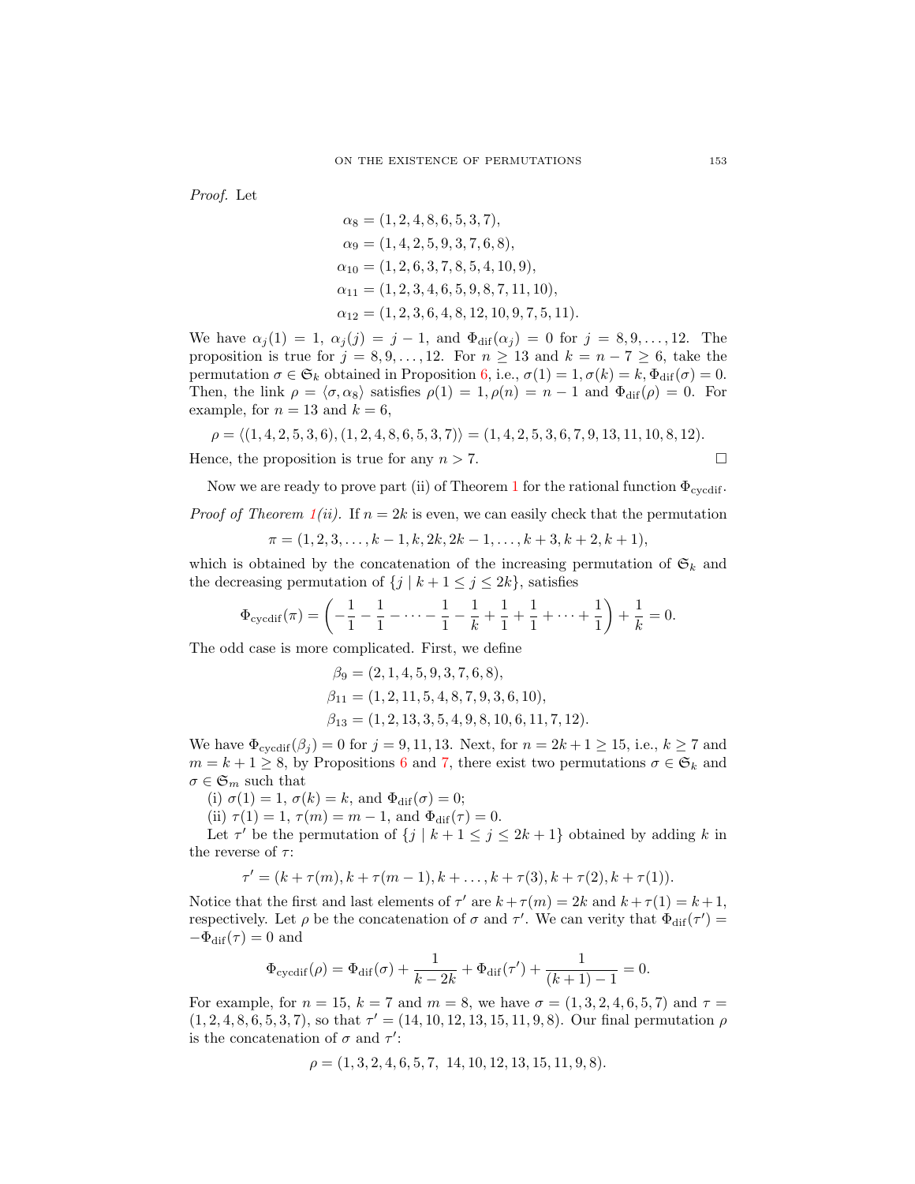*Proof.* Let

$$\alpha_8 = (1, 2, 4, 8, 6, 5, 3, 7),$$
$$\alpha_9 = (1, 4, 2, 5, 9, 3, 7, 6, 8),$$
$$\alpha_{10} = (1, 2, 6, 3, 7, 8, 5, 4, 10, 9),$$
$$\alpha_{11} = (1, 2, 3, 4, 6, 5, 9, 8, 7, 11, 10),$$
$$\alpha_{12} = (1, 2, 3, 6, 4, 8, 12, 10, 9, 7, 5, 11).$$

We have $\alpha_j(1) = 1$, $\alpha_j(j) = j - 1$, and $\Phi_{\mathrm{dif}}(\alpha_j) = 0$ for $j = 8, 9, \dots, 12$. The proposition is true for $j = 8, 9, \dots, 12$. For $n \geq 13$ and $k = n - 7 \geq 6$, take the permutation $\sigma \in \mathfrak{S}_k$ obtained in Proposition 6, i.e., $\sigma(1) = 1, \sigma(k) = k, \Phi_{\mathrm{dif}}(\sigma) = 0$. Then, the link $\rho = \langle \sigma, \alpha_8 \rangle$ satisfies $\rho(1) = 1, \rho(n) = n - 1$ and $\Phi_{\mathrm{dif}}(\rho) = 0$. For example, for $n = 13$ and $k = 6$,

$$\rho = \langle (1, 4, 2, 5, 3, 6), (1, 2, 4, 8, 6, 5, 3, 7) \rangle = (1, 4, 2, 5, 3, 6, 7, 9, 13, 11, 10, 8, 12).$$

Hence, the proposition is true for any $n > 7$. $\square$

Now we are ready to prove part (ii) of Theorem 1 for the rational function $\Phi_{\mathrm{cycdif}}$.

*Proof of Theorem 1(ii).* If $n = 2k$ is even, we can easily check that the permutation

$$\pi = (1, 2, 3, \dots, k - 1, k, 2k, 2k - 1, \dots, k + 3, k + 2, k + 1),$$

which is obtained by the concatenation of the increasing permutation of $\mathfrak{S}_k$ and the decreasing permutation of $\{j \mid k + 1 \leq j \leq 2k\}$, satisfies

$$\Phi_{\mathrm{cycdif}}(\pi) = \left( -\frac{1}{1} - \frac{1}{1} - \cdots - \frac{1}{1} - \frac{1}{k} + \frac{1}{1} + \frac{1}{1} + \cdots + \frac{1}{1} \right) + \frac{1}{k} = 0.$$

The odd case is more complicated. First, we define

$$\beta_9 = (2, 1, 4, 5, 9, 3, 7, 6, 8),$$
$$\beta_{11} = (1, 2, 11, 5, 4, 8, 7, 9, 3, 6, 10),$$
$$\beta_{13} = (1, 2, 13, 3, 5, 4, 9, 8, 10, 6, 11, 7, 12).$$

We have $\Phi_{\mathrm{cycdif}}(\beta_j) = 0$ for $j = 9, 11, 13$. Next, for $n = 2k + 1 \geq 15$, i.e., $k \geq 7$ and $m = k + 1 \geq 8$, by Propositions 6 and 7, there exist two permutations $\sigma \in \mathfrak{S}_k$ and $\sigma \in \mathfrak{S}_m$ such that

(i) $\sigma(1) = 1$, $\sigma(k) = k$, and $\Phi_{\mathrm{dif}}(\sigma) = 0$;

(ii) $\tau(1) = 1$, $\tau(m) = m - 1$, and $\Phi_{\mathrm{dif}}(\tau) = 0$.

Let $\tau'$ be the permutation of $\{j \mid k + 1 \leq j \leq 2k + 1\}$ obtained by adding $k$ in the reverse of $\tau$:

$$\tau' = (k + \tau(m), k + \tau(m - 1), k + \dots, k + \tau(3), k + \tau(2), k + \tau(1)).$$

Notice that the first and last elements of $\tau'$ are $k + \tau(m) = 2k$ and $k + \tau(1) = k + 1$, respectively. Let $\rho$ be the concatenation of $\sigma$ and $\tau'$. We can verity that $\Phi_{\mathrm{dif}}(\tau') = -\Phi_{\mathrm{dif}}(\tau) = 0$ and

$$\Phi_{\mathrm{cycdif}}(\rho) = \Phi_{\mathrm{dif}}(\sigma) + \frac{1}{k - 2k} + \Phi_{\mathrm{dif}}(\tau') + \frac{1}{(k + 1) - 1} = 0.$$

For example, for $n = 15$, $k = 7$ and $m = 8$, we have $\sigma = (1, 3, 2, 4, 6, 5, 7)$ and $\tau = (1, 2, 4, 8, 6, 5, 3, 7)$, so that $\tau' = (14, 10, 12, 13, 15, 11, 9, 8)$. Our final permutation $\rho$ is the concatenation of $\sigma$ and $\tau'$:

$$\rho = (1, 3, 2, 4, 6, 5, 7,\ \ 14, 10, 12, 13, 15, 11, 9, 8).$$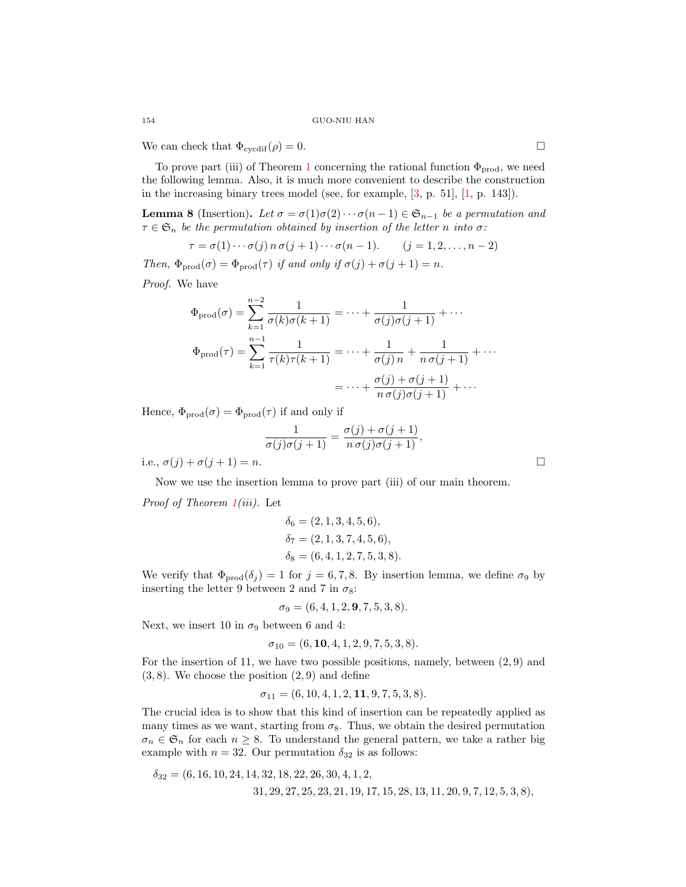We can check that $\Phi_{\text{cycdif}}(\rho) = 0$. □

To prove part (iii) of Theorem 1 concerning the rational function $\Phi_{\text{prod}}$, we need the following lemma. Also, it is much more convenient to describe the construction in the increasing binary trees model (see, for example, [3, p. 51], [1, p. 143]).

**Lemma 8** (Insertion)**.** *Let $\sigma = \sigma(1)\sigma(2)\cdots\sigma(n-1) \in \mathfrak{S}_{n-1}$ be a permutation and $\tau \in \mathfrak{S}_n$ be the permutation obtained by insertion of the letter $n$ into $\sigma$:*

$$\tau = \sigma(1)\cdots\sigma(j)\, n\, \sigma(j+1)\cdots\sigma(n-1). \qquad (j = 1, 2, \ldots, n-2)$$

*Then, $\Phi_{\text{prod}}(\sigma) = \Phi_{\text{prod}}(\tau)$ if and only if $\sigma(j) + \sigma(j+1) = n$.*

*Proof.* We have

$$\Phi_{\text{prod}}(\sigma) = \sum_{k=1}^{n-2} \frac{1}{\sigma(k)\sigma(k+1)} = \cdots + \frac{1}{\sigma(j)\sigma(j+1)} + \cdots$$

$$\Phi_{\text{prod}}(\tau) = \sum_{k=1}^{n-1} \frac{1}{\tau(k)\tau(k+1)} = \cdots + \frac{1}{\sigma(j)\, n} + \frac{1}{n\, \sigma(j+1)} + \cdots$$

$$= \cdots + \frac{\sigma(j) + \sigma(j+1)}{n\, \sigma(j)\sigma(j+1)} + \cdots$$

Hence, $\Phi_{\text{prod}}(\sigma) = \Phi_{\text{prod}}(\tau)$ if and only if

$$\frac{1}{\sigma(j)\sigma(j+1)} = \frac{\sigma(j) + \sigma(j+1)}{n\, \sigma(j)\sigma(j+1)},$$

i.e., $\sigma(j) + \sigma(j+1) = n$. □

Now we use the insertion lemma to prove part (iii) of our main theorem.

*Proof of Theorem 1(iii).* Let

$$\delta_6 = (2, 1, 3, 4, 5, 6),$$
$$\delta_7 = (2, 1, 3, 7, 4, 5, 6),$$
$$\delta_8 = (6, 4, 1, 2, 7, 5, 3, 8).$$

We verify that $\Phi_{\text{prod}}(\delta_j) = 1$ for $j = 6, 7, 8$. By insertion lemma, we define $\sigma_9$ by inserting the letter 9 between 2 and 7 in $\sigma_8$:

$$\sigma_9 = (6, 4, 1, 2, \mathbf{9}, 7, 5, 3, 8).$$

Next, we insert 10 in $\sigma_9$ between 6 and 4:

$$\sigma_{10} = (6, \mathbf{10}, 4, 1, 2, 9, 7, 5, 3, 8).$$

For the insertion of 11, we have two possible positions, namely, between $(2, 9)$ and $(3, 8)$. We choose the position $(2, 9)$ and define

$$\sigma_{11} = (6, 10, 4, 1, 2, \mathbf{11}, 9, 7, 5, 3, 8).$$

The crucial idea is to show that this kind of insertion can be repeatedly applied as many times as we want, starting from $\sigma_8$. Thus, we obtain the desired permutation $\sigma_n \in \mathfrak{S}_n$ for each $n \geq 8$. To understand the general pattern, we take a rather big example with $n = 32$. Our permutation $\delta_{32}$ is as follows:

$$\delta_{32} = (6, 16, 10, 24, 14, 32, 18, 22, 26, 30, 4, 1, 2,$$
$$31, 29, 27, 25, 23, 21, 19, 17, 15, 28, 13, 11, 20, 9, 7, 12, 5, 3, 8),$$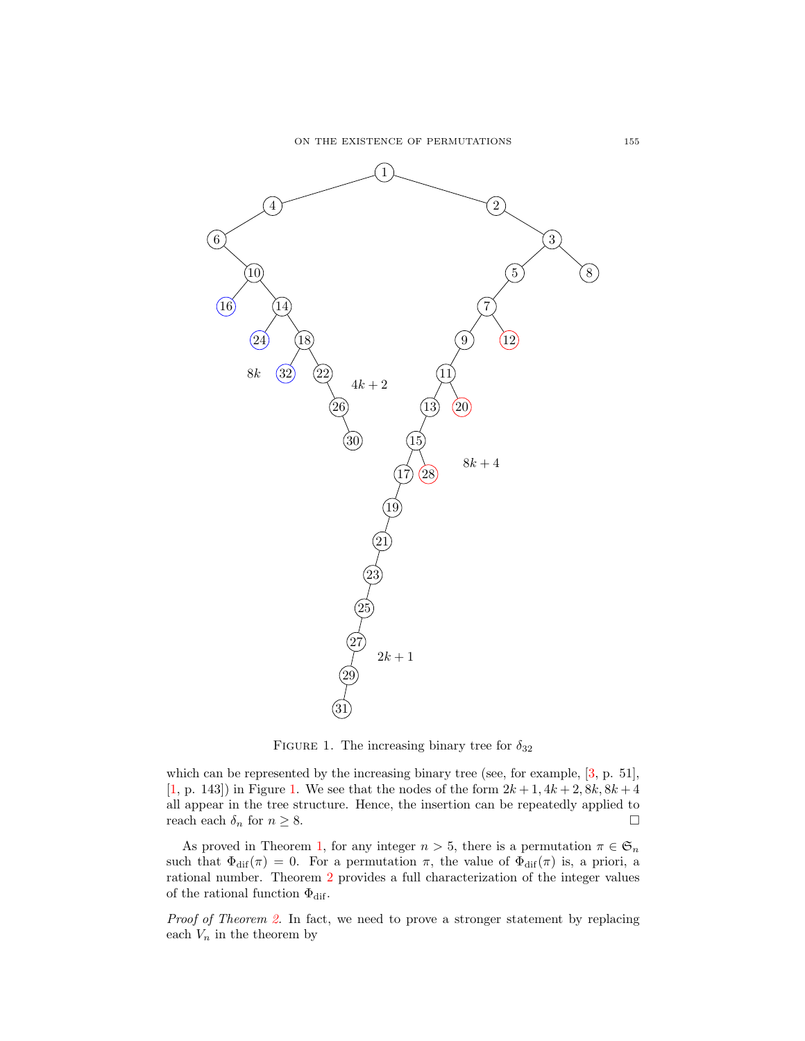FIGURE 1. The increasing binary tree for $\delta_{32}$

which can be represented by the increasing binary tree (see, for example, [3, p. 51], [1, p. 143]) in Figure 1. We see that the nodes of the form $2k+1, 4k+2, 8k, 8k+4$ all appear in the tree structure. Hence, the insertion can be repeatedly applied to reach each $\delta_n$ for $n \geq 8$. $\square$

As proved in Theorem 1, for any integer $n > 5$, there is a permutation $\pi \in \mathfrak{S}_n$ such that $\Phi_{\mathrm{dif}}(\pi) = 0$. For a permutation $\pi$, the value of $\Phi_{\mathrm{dif}}(\pi)$ is, a priori, a rational number. Theorem 2 provides a full characterization of the integer values of the rational function $\Phi_{\mathrm{dif}}$.

*Proof of Theorem 2.* In fact, we need to prove a stronger statement by replacing each $V_n$ in the theorem by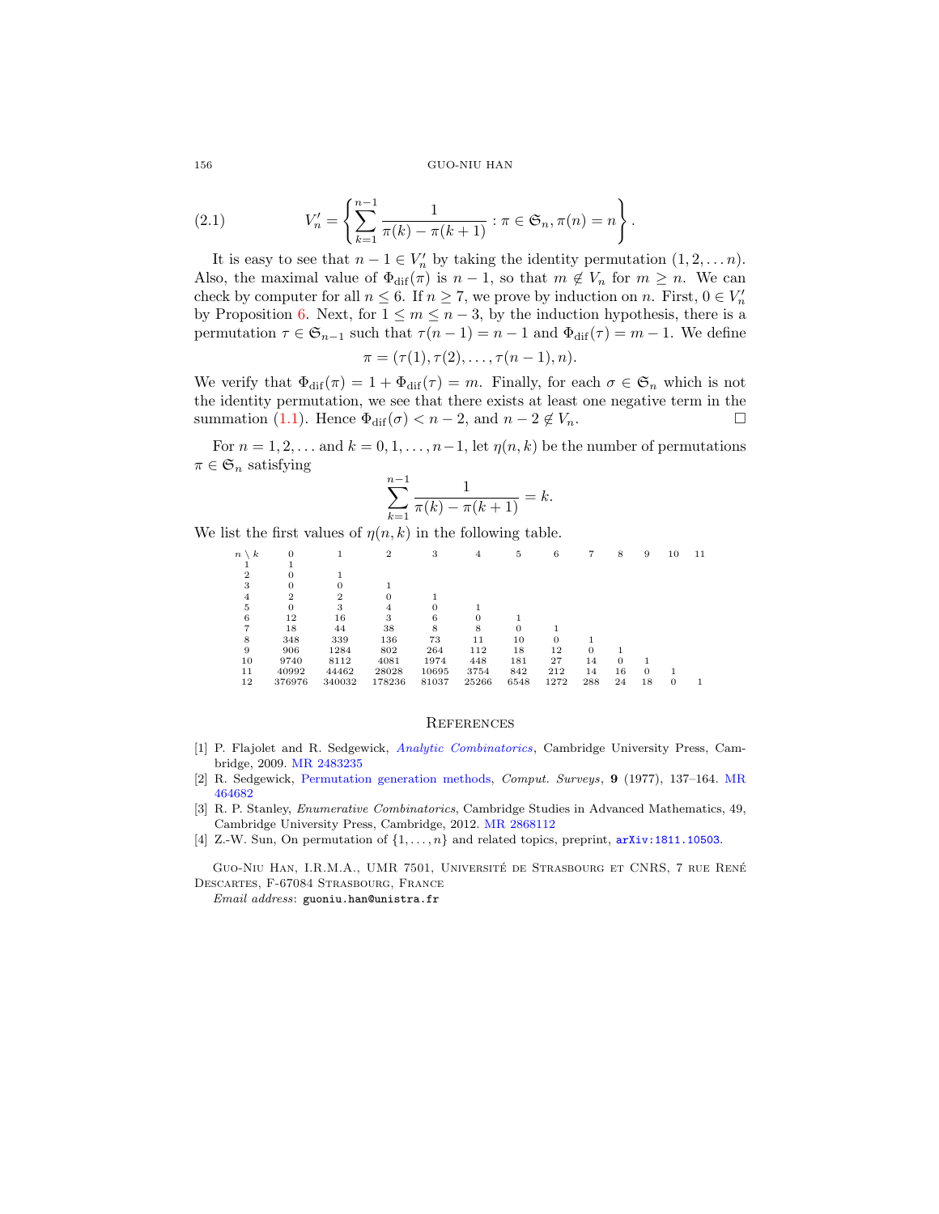$$V'_n = \left\{ \sum_{k=1}^{n-1} \frac{1}{\pi(k) - \pi(k+1)} : \pi \in \mathfrak{S}_n, \pi(n) = n \right\}. \tag{2.1}$$

It is easy to see that $n-1 \in V'_n$ by taking the identity permutation $(1, 2, \ldots n)$. Also, the maximal value of $\Phi_{\text{dif}}(\pi)$ is $n-1$, so that $m \notin V_n$ for $m \geq n$. We can check by computer for all $n \leq 6$. If $n \geq 7$, we prove by induction on $n$. First, $0 \in V'_n$ by Proposition 6. Next, for $1 \leq m \leq n-3$, by the induction hypothesis, there is a permutation $\tau \in \mathfrak{S}_{n-1}$ such that $\tau(n-1) = n-1$ and $\Phi_{\text{dif}}(\tau) = m-1$. We define

$$\pi = (\tau(1), \tau(2), \ldots, \tau(n-1), n).$$

We verify that $\Phi_{\text{dif}}(\pi) = 1 + \Phi_{\text{dif}}(\tau) = m$. Finally, for each $\sigma \in \mathfrak{S}_n$ which is not the identity permutation, we see that there exists at least one negative term in the summation (1.1). Hence $\Phi_{\text{dif}}(\sigma) < n-2$, and $n-2 \notin V_n$. $\square$

For $n = 1, 2, \ldots$ and $k = 0, 1, \ldots, n-1$, let $\eta(n,k)$ be the number of permutations $\pi \in \mathfrak{S}_n$ satisfying

$$\sum_{k=1}^{n-1} \frac{1}{\pi(k) - \pi(k+1)} = k.$$

We list the first values of $\eta(n,k)$ in the following table.

| $n \setminus k$ | 0 | 1 | 2 | 3 | 4 | 5 | 6 | 7 | 8 | 9 | 10 | 11 |
|---|---|---|---|---|---|---|---|---|---|---|---|---|
| 1 | 1 | | | | | | | | | | | |
| 2 | 0 | 1 | | | | | | | | | | |
| 3 | 0 | 0 | 1 | | | | | | | | | |
| 4 | 2 | 2 | 0 | 1 | | | | | | | | |
| 5 | 0 | 3 | 4 | 0 | 1 | | | | | | | |
| 6 | 12 | 16 | 3 | 6 | 0 | 1 | | | | | | |
| 7 | 18 | 44 | 38 | 8 | 8 | 0 | 1 | | | | | |
| 8 | 348 | 339 | 136 | 73 | 11 | 10 | 0 | 1 | | | | |
| 9 | 906 | 1284 | 802 | 264 | 112 | 18 | 12 | 0 | 1 | | | |
| 10 | 9740 | 8112 | 4081 | 1974 | 448 | 181 | 27 | 14 | 0 | 1 | | |
| 11 | 40992 | 44462 | 28028 | 10695 | 3754 | 842 | 212 | 14 | 16 | 0 | 1 | |
| 12 | 376976 | 340032 | 178236 | 81037 | 25266 | 6548 | 1272 | 288 | 24 | 18 | 0 | 1 |

## References

[1] P. Flajolet and R. Sedgewick, *Analytic Combinatorics*, Cambridge University Press, Cambridge, 2009. MR 2483235

[2] R. Sedgewick, Permutation generation methods, *Comput. Surveys*, **9** (1977), 137–164. MR 464682

[3] R. P. Stanley, *Enumerative Combinatorics*, Cambridge Studies in Advanced Mathematics, 49, Cambridge University Press, Cambridge, 2012. MR 2868112

[4] Z.-W. Sun, On permutation of $\{1, \ldots, n\}$ and related topics, preprint, arXiv:1811.10503.

Guo-Niu Han, I.R.M.A., UMR 7501, Université de Strasbourg et CNRS, 7 rue René Descartes, F-67084 Strasbourg, France

*Email address*: guoniu.han@unistra.fr